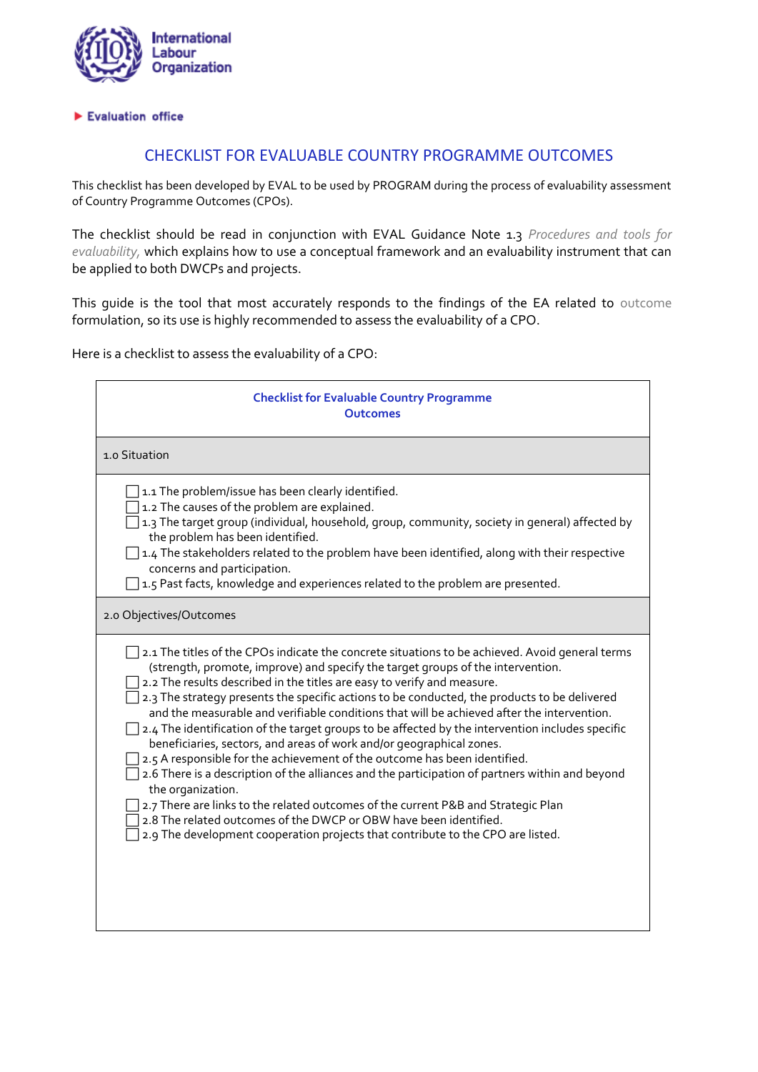International Labour Organization

▶ Evaluation office

# CHECKLIST FOR EVALUABLE COUNTRY PROGRAMME OUTCOMES

This checklist has been developed by EVAL to be used by PROGRAM during the process of evaluability assessment of Country Programme Outcomes (CPOs).

The checklist should be read in conjunction with EVAL Guidance Note 1.3 *Procedures and tools for evaluability,* which explains how to use a conceptual framework and an evaluability instrument that can be applied to both DWCPs and projects.

This guide is the tool that most accurately responds to the findings of the EA related to outcome formulation, so its use is highly recommended to assess the evaluability of a CPO.

Here is a checklist to assess the evaluability of a CPO:

| **Checklist for Evaluable Country Programme Outcomes** |
|---|
| 1.0 Situation |
| ☐ 1.1 The problem/issue has been clearly identified.<br>☐ 1.2 The causes of the problem are explained.<br>☐ 1.3 The target group (individual, household, group, community, society in general) affected by the problem has been identified.<br>☐ 1.4 The stakeholders related to the problem have been identified, along with their respective concerns and participation.<br>☐ 1.5 Past facts, knowledge and experiences related to the problem are presented. |
| 2.0 Objectives/Outcomes |
| ☐ 2.1 The titles of the CPOs indicate the concrete situations to be achieved. Avoid general terms (strength, promote, improve) and specify the target groups of the intervention.<br>☐ 2.2 The results described in the titles are easy to verify and measure.<br>☐ 2.3 The strategy presents the specific actions to be conducted, the products to be delivered and the measurable and verifiable conditions that will be achieved after the intervention.<br>☐ 2.4 The identification of the target groups to be affected by the intervention includes specific beneficiaries, sectors, and areas of work and/or geographical zones.<br>☐ 2.5 A responsible for the achievement of the outcome has been identified.<br>☐ 2.6 There is a description of the alliances and the participation of partners within and beyond the organization.<br>☐ 2.7 There are links to the related outcomes of the current P&B and Strategic Plan<br>☐ 2.8 The related outcomes of the DWCP or OBW have been identified.<br>☐ 2.9 The development cooperation projects that contribute to the CPO are listed. |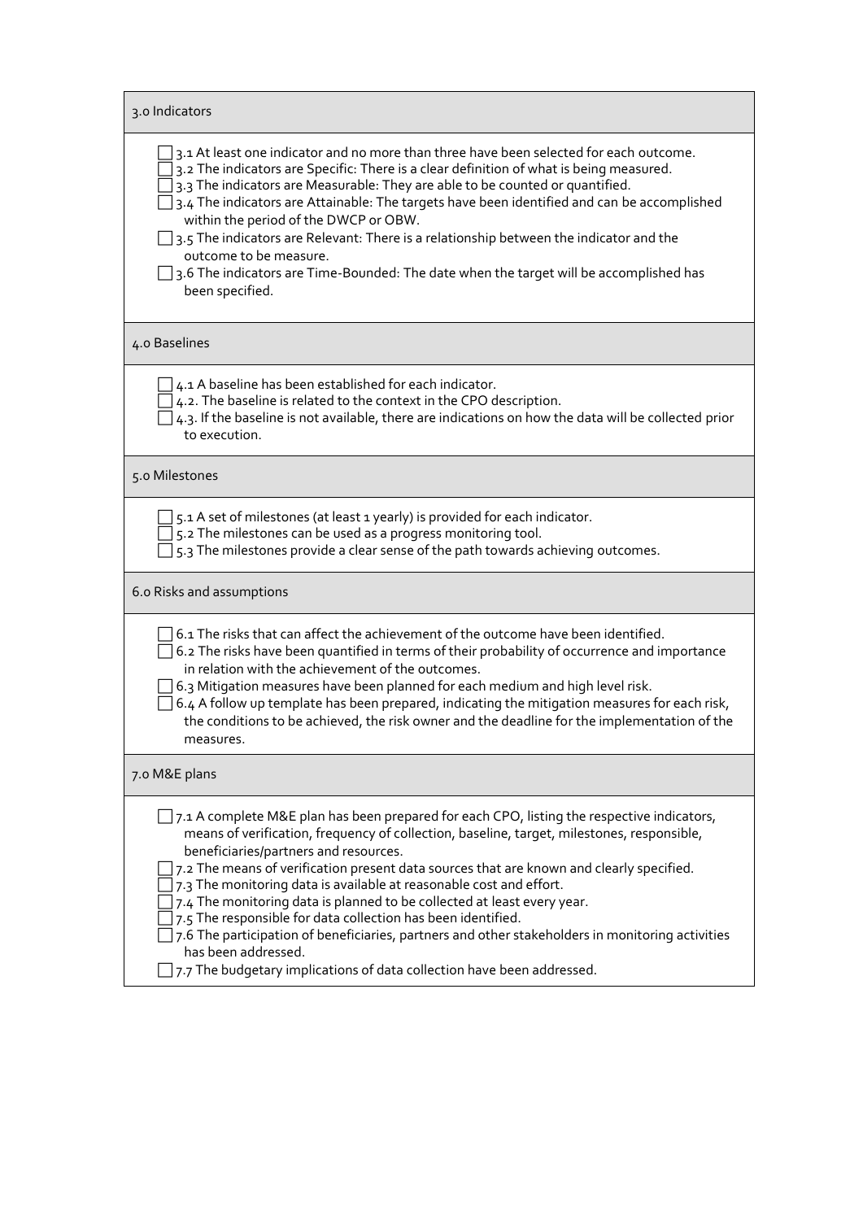## 3.0 Indicators

- ☐ 3.1 At least one indicator and no more than three have been selected for each outcome.
- ☐ 3.2 The indicators are Specific: There is a clear definition of what is being measured.
- ☐ 3.3 The indicators are Measurable: They are able to be counted or quantified.
- ☐ 3.4 The indicators are Attainable: The targets have been identified and can be accomplished within the period of the DWCP or OBW.
- ☐ 3.5 The indicators are Relevant: There is a relationship between the indicator and the outcome to be measure.
- ☐ 3.6 The indicators are Time-Bounded: The date when the target will be accomplished has been specified.

## 4.0 Baselines

- ☐ 4.1 A baseline has been established for each indicator.
- ☐ 4.2. The baseline is related to the context in the CPO description.
- ☐ 4.3. If the baseline is not available, there are indications on how the data will be collected prior to execution.

## 5.0 Milestones

- ☐ 5.1 A set of milestones (at least 1 yearly) is provided for each indicator.
- ☐ 5.2 The milestones can be used as a progress monitoring tool.
- ☐ 5.3 The milestones provide a clear sense of the path towards achieving outcomes.

## 6.0 Risks and assumptions

- ☐ 6.1 The risks that can affect the achievement of the outcome have been identified.
- ☐ 6.2 The risks have been quantified in terms of their probability of occurrence and importance in relation with the achievement of the outcomes.
- ☐ 6.3 Mitigation measures have been planned for each medium and high level risk.
- ☐ 6.4 A follow up template has been prepared, indicating the mitigation measures for each risk, the conditions to be achieved, the risk owner and the deadline for the implementation of the measures.

## 7.0 M&E plans

- ☐ 7.1 A complete M&E plan has been prepared for each CPO, listing the respective indicators, means of verification, frequency of collection, baseline, target, milestones, responsible, beneficiaries/partners and resources.
- ☐ 7.2 The means of verification present data sources that are known and clearly specified.
- ☐ 7.3 The monitoring data is available at reasonable cost and effort.
- ☐ 7.4 The monitoring data is planned to be collected at least every year.
- ☐ 7.5 The responsible for data collection has been identified.
- ☐ 7.6 The participation of beneficiaries, partners and other stakeholders in monitoring activities has been addressed.
- ☐ 7.7 The budgetary implications of data collection have been addressed.